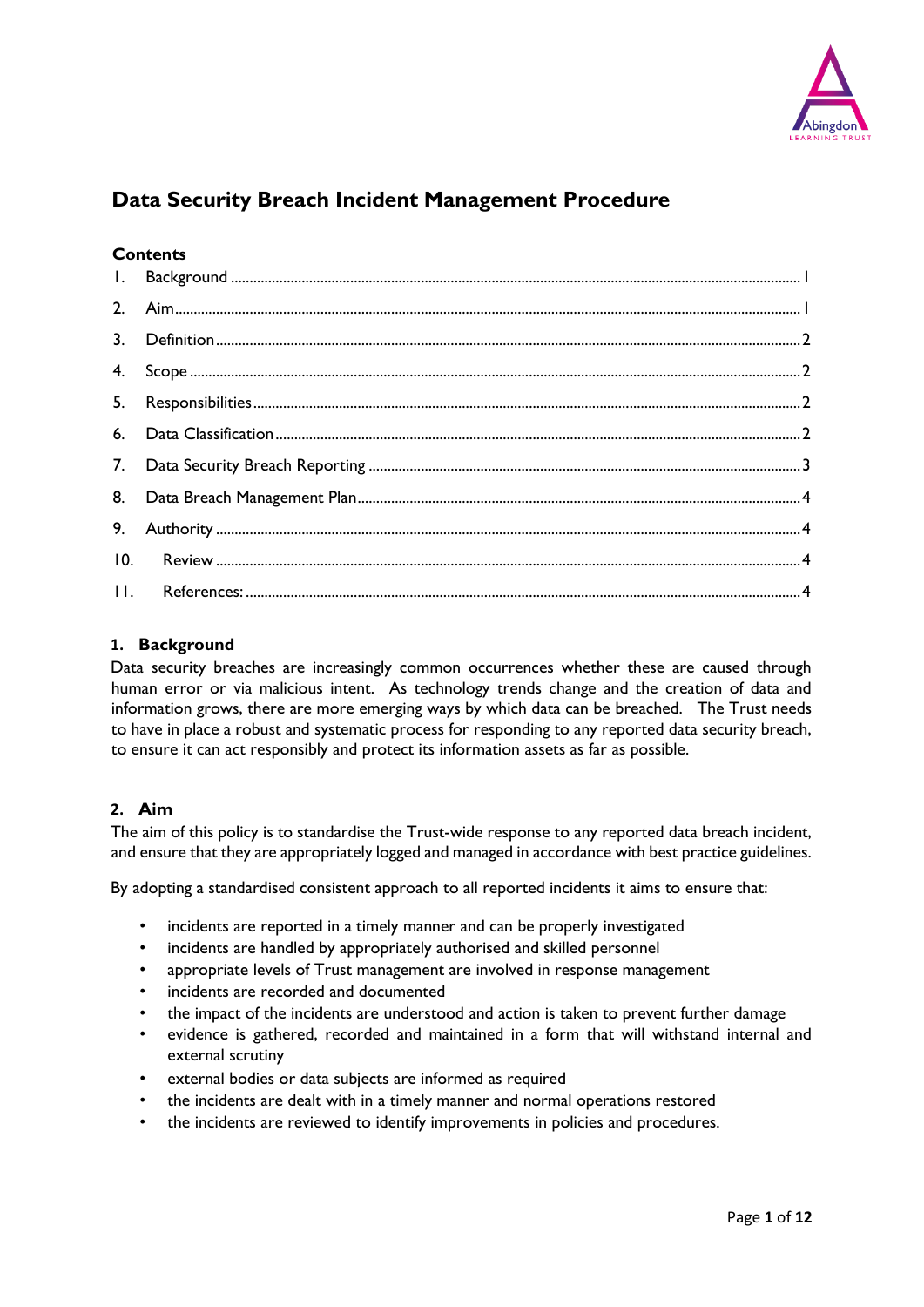# Data Security Breach Incident Management Procedure

**Contents**

1. Background ........ 1
2. Aim ........ 1
3. Definition ........ 2
4. Scope ........ 2
5. Responsibilities ........ 2
6. Data Classification ........ 2
7. Data Security Breach Reporting ........ 3
8. Data Breach Management Plan ........ 4
9. Authority ........ 4
10. Review ........ 4
11. References: ........ 4

## 1. Background

Data security breaches are increasingly common occurrences whether these are caused through human error or via malicious intent. As technology trends change and the creation of data and information grows, there are more emerging ways by which data can be breached. The Trust needs to have in place a robust and systematic process for responding to any reported data security breach, to ensure it can act responsibly and protect its information assets as far as possible.

## 2. Aim

The aim of this policy is to standardise the Trust-wide response to any reported data breach incident, and ensure that they are appropriately logged and managed in accordance with best practice guidelines.

By adopting a standardised consistent approach to all reported incidents it aims to ensure that:

- incidents are reported in a timely manner and can be properly investigated
- incidents are handled by appropriately authorised and skilled personnel
- appropriate levels of Trust management are involved in response management
- incidents are recorded and documented
- the impact of the incidents are understood and action is taken to prevent further damage
- evidence is gathered, recorded and maintained in a form that will withstand internal and external scrutiny
- external bodies or data subjects are informed as required
- the incidents are dealt with in a timely manner and normal operations restored
- the incidents are reviewed to identify improvements in policies and procedures.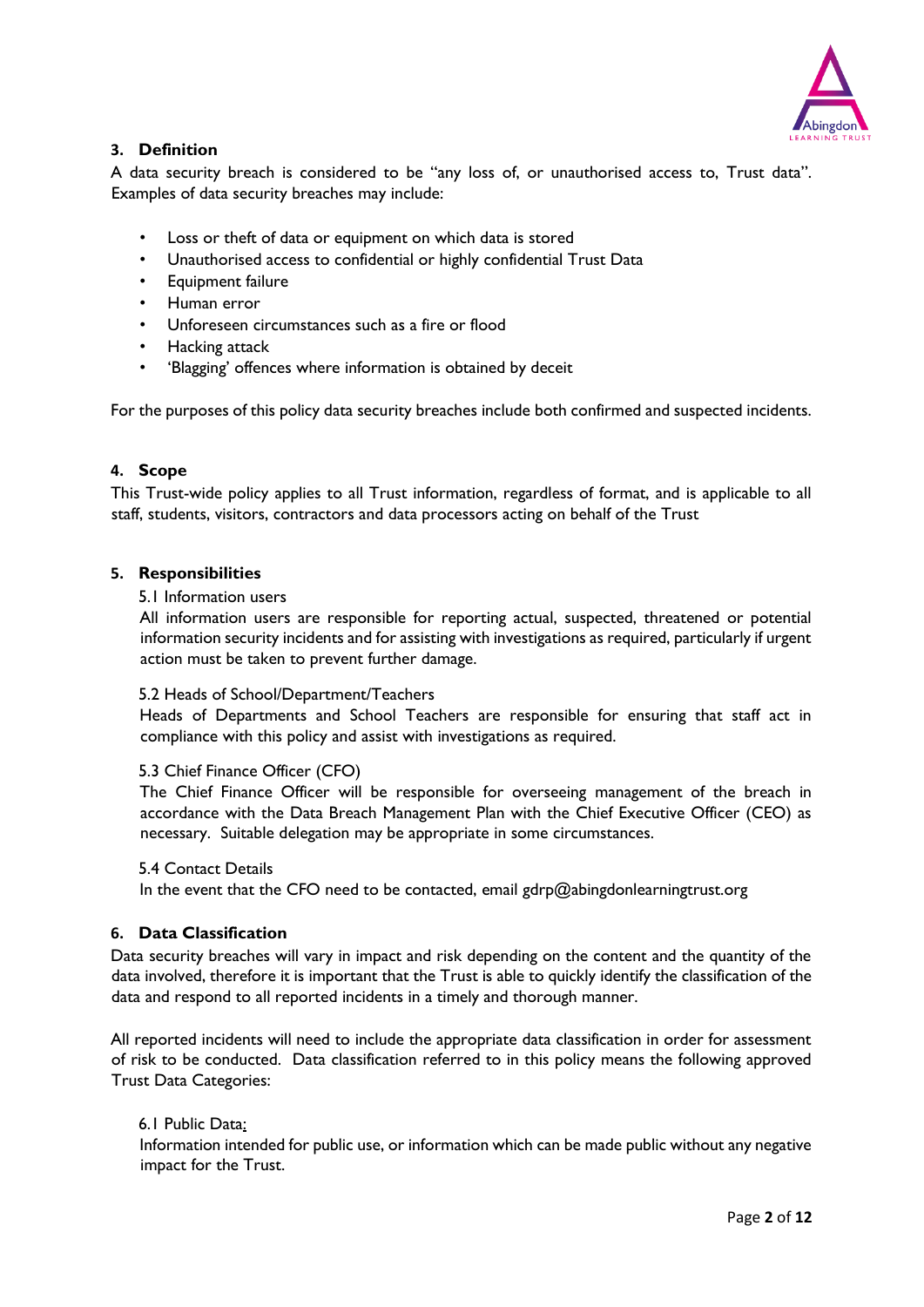## 3. Definition

A data security breach is considered to be "any loss of, or unauthorised access to, Trust data". Examples of data security breaches may include:

- Loss or theft of data or equipment on which data is stored
- Unauthorised access to confidential or highly confidential Trust Data
- Equipment failure
- Human error
- Unforeseen circumstances such as a fire or flood
- Hacking attack
- 'Blagging' offences where information is obtained by deceit

For the purposes of this policy data security breaches include both confirmed and suspected incidents.

## 4. Scope

This Trust-wide policy applies to all Trust information, regardless of format, and is applicable to all staff, students, visitors, contractors and data processors acting on behalf of the Trust

## 5. Responsibilities

5.1 Information users

All information users are responsible for reporting actual, suspected, threatened or potential information security incidents and for assisting with investigations as required, particularly if urgent action must be taken to prevent further damage.

5.2 Heads of School/Department/Teachers

Heads of Departments and School Teachers are responsible for ensuring that staff act in compliance with this policy and assist with investigations as required.

5.3 Chief Finance Officer (CFO)

The Chief Finance Officer will be responsible for overseeing management of the breach in accordance with the Data Breach Management Plan with the Chief Executive Officer (CEO) as necessary. Suitable delegation may be appropriate in some circumstances.

5.4 Contact Details

In the event that the CFO need to be contacted, email gdrp@abingdonlearningtrust.org

## 6. Data Classification

Data security breaches will vary in impact and risk depending on the content and the quantity of the data involved, therefore it is important that the Trust is able to quickly identify the classification of the data and respond to all reported incidents in a timely and thorough manner.

All reported incidents will need to include the appropriate data classification in order for assessment of risk to be conducted. Data classification referred to in this policy means the following approved Trust Data Categories:

6.1 Public Data:

Information intended for public use, or information which can be made public without any negative impact for the Trust.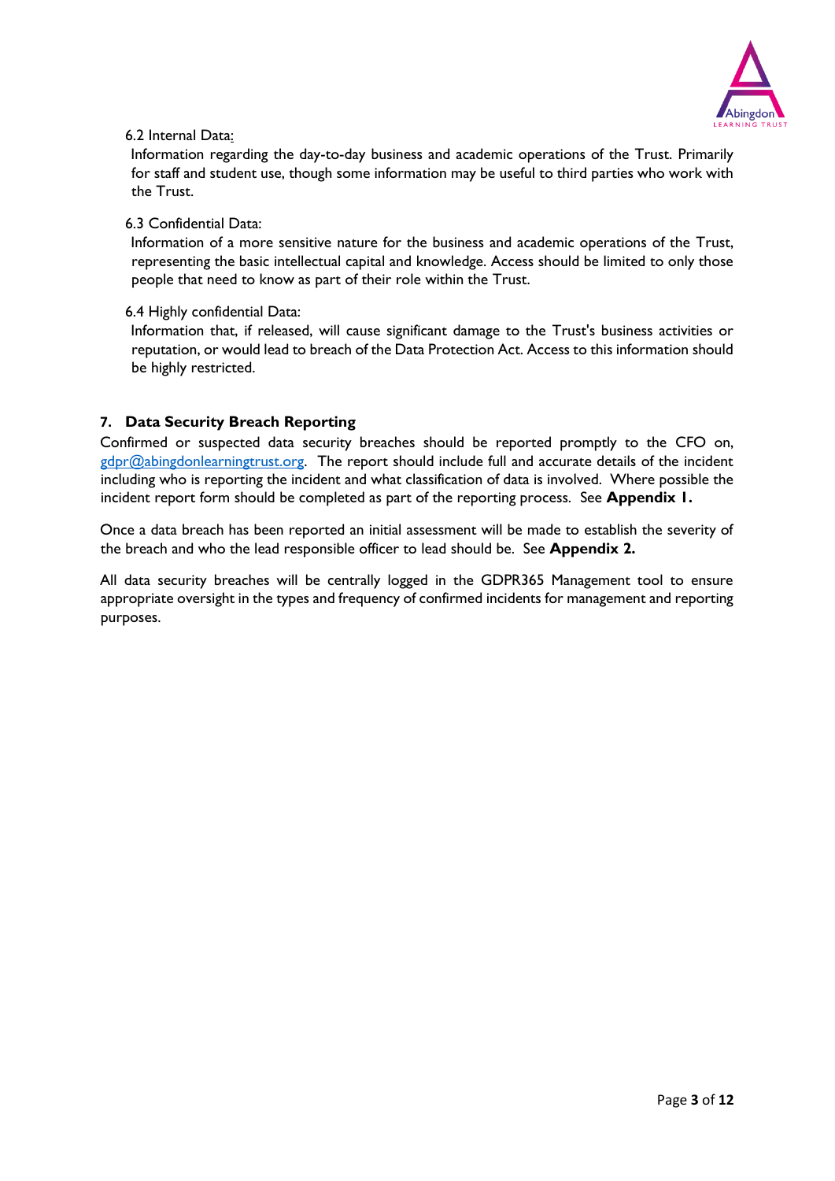6.2 Internal Data:

Information regarding the day-to-day business and academic operations of the Trust. Primarily for staff and student use, though some information may be useful to third parties who work with the Trust.

6.3 Confidential Data:

Information of a more sensitive nature for the business and academic operations of the Trust, representing the basic intellectual capital and knowledge. Access should be limited to only those people that need to know as part of their role within the Trust.

6.4 Highly confidential Data:

Information that, if released, will cause significant damage to the Trust's business activities or reputation, or would lead to breach of the Data Protection Act. Access to this information should be highly restricted.

## 7. Data Security Breach Reporting

Confirmed or suspected data security breaches should be reported promptly to the CFO on, gdpr@abingdonlearningtrust.org. The report should include full and accurate details of the incident including who is reporting the incident and what classification of data is involved. Where possible the incident report form should be completed as part of the reporting process. See **Appendix 1.**

Once a data breach has been reported an initial assessment will be made to establish the severity of the breach and who the lead responsible officer to lead should be. See **Appendix 2.**

All data security breaches will be centrally logged in the GDPR365 Management tool to ensure appropriate oversight in the types and frequency of confirmed incidents for management and reporting purposes.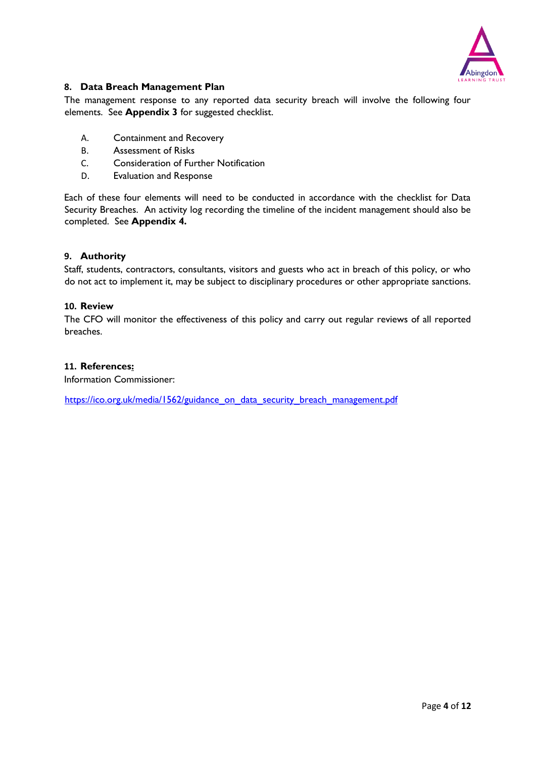## 8. Data Breach Management Plan

The management response to any reported data security breach will involve the following four elements. See **Appendix 3** for suggested checklist.

A. Containment and Recovery
B. Assessment of Risks
C. Consideration of Further Notification
D. Evaluation and Response

Each of these four elements will need to be conducted in accordance with the checklist for Data Security Breaches. An activity log recording the timeline of the incident management should also be completed. See **Appendix 4.**

## 9. Authority

Staff, students, contractors, consultants, visitors and guests who act in breach of this policy, or who do not act to implement it, may be subject to disciplinary procedures or other appropriate sanctions.

## 10. Review

The CFO will monitor the effectiveness of this policy and carry out regular reviews of all reported breaches.

## 11. References:

Information Commissioner:

https://ico.org.uk/media/1562/guidance_on_data_security_breach_management.pdf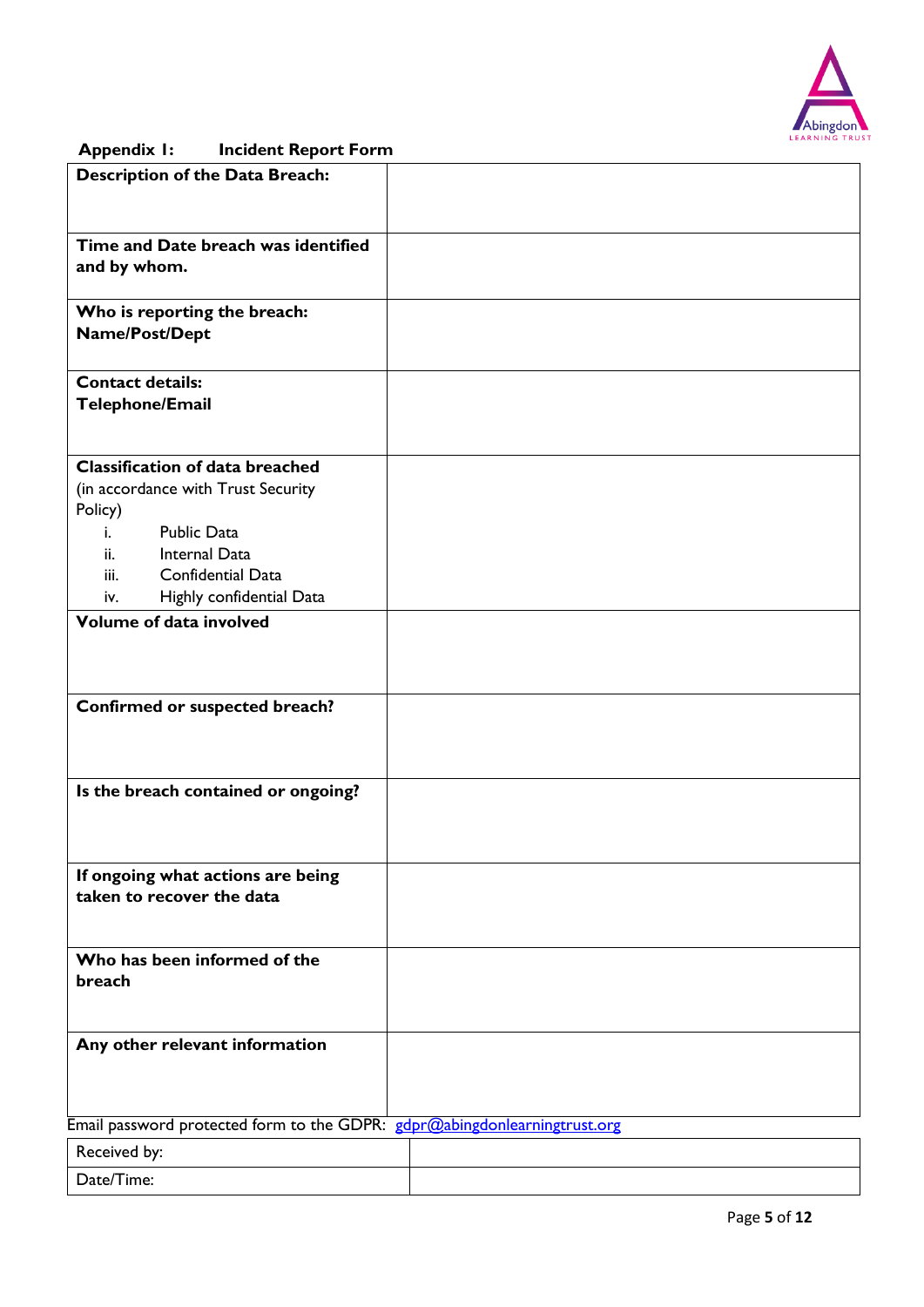## Appendix I: Incident Report Form

| | |
|---|---|
| **Description of the Data Breach:** | |
| **Time and Date breach was identified and by whom.** | |
| **Who is reporting the breach: Name/Post/Dept** | |
| **Contact details: Telephone/Email** | |
| **Classification of data breached** (in accordance with Trust Security Policy)<br>i. Public Data<br>ii. Internal Data<br>iii. Confidential Data<br>iv. Highly confidential Data | |
| **Volume of data involved** | |
| **Confirmed or suspected breach?** | |
| **Is the breach contained or ongoing?** | |
| **If ongoing what actions are being taken to recover the data** | |
| **Who has been informed of the breach** | |
| **Any other relevant information** | |

Email password protected form to the GDPR: gdpr@abingdonlearningtrust.org

| | |
|---|---|
| Received by: | |
| Date/Time: | |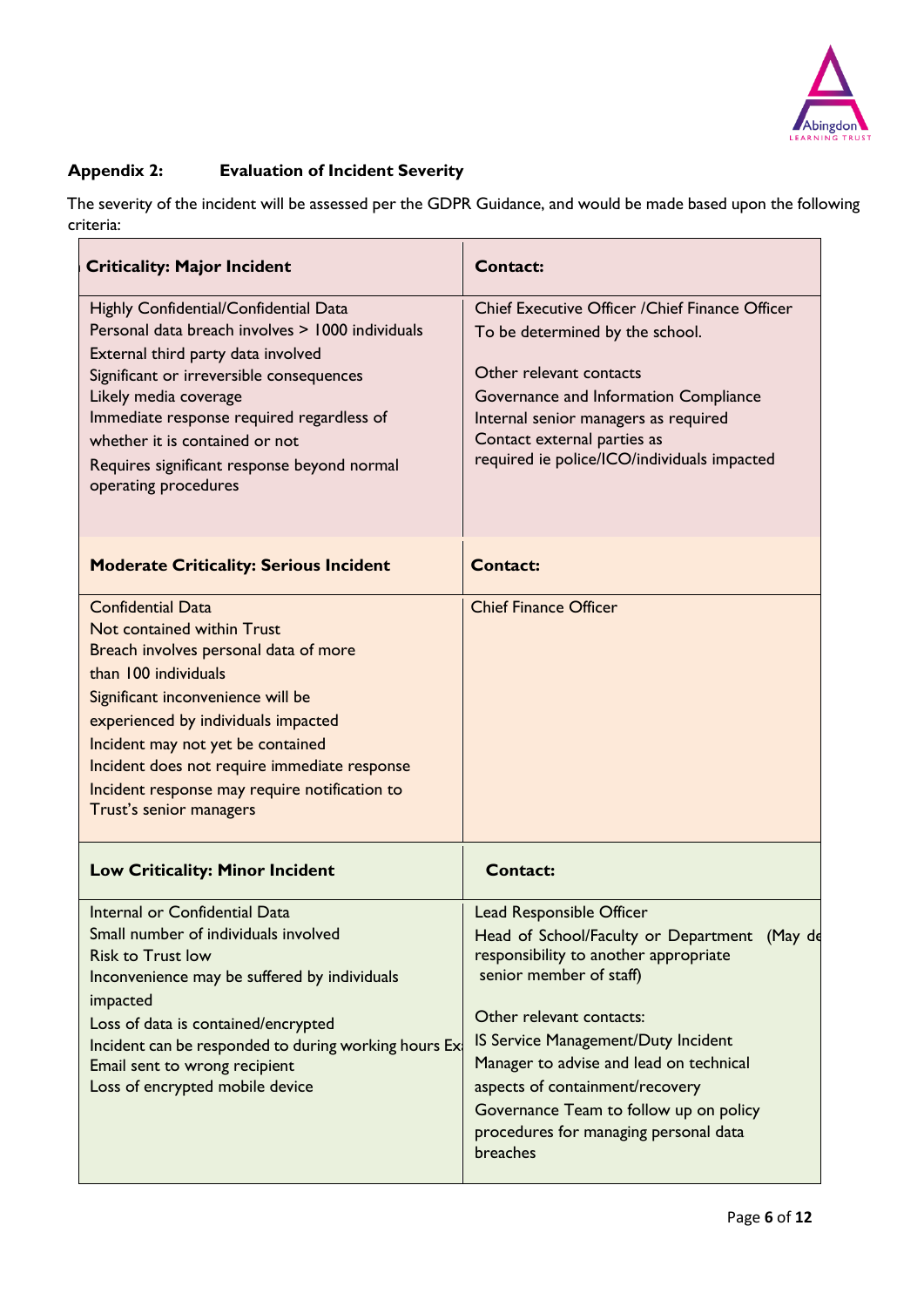## Appendix 2: Evaluation of Incident Severity

The severity of the incident will be assessed per the GDPR Guidance, and would be made based upon the following criteria:

| Criticality: Major Incident | Contact: |
|---|---|
| Highly Confidential/Confidential Data<br>Personal data breach involves > 1000 individuals<br>External third party data involved<br>Significant or irreversible consequences<br>Likely media coverage<br>Immediate response required regardless of whether it is contained or not<br>Requires significant response beyond normal operating procedures | Chief Executive Officer /Chief Finance Officer<br>To be determined by the school.<br><br>Other relevant contacts<br>Governance and Information Compliance<br>Internal senior managers as required<br>Contact external parties as required ie police/ICO/individuals impacted |
| **Moderate Criticality: Serious Incident** | **Contact:** |
| Confidential Data<br>Not contained within Trust<br>Breach involves personal data of more than 100 individuals<br>Significant inconvenience will be experienced by individuals impacted<br>Incident may not yet be contained<br>Incident does not require immediate response<br>Incident response may require notification to Trust's senior managers | Chief Finance Officer |
| **Low Criticality: Minor Incident** | **Contact:** |
| Internal or Confidential Data<br>Small number of individuals involved<br>Risk to Trust low<br>Inconvenience may be suffered by individuals impacted<br>Loss of data is contained/encrypted<br>Incident can be responded to during working hours Ex<br>Email sent to wrong recipient<br>Loss of encrypted mobile device | Lead Responsible Officer<br>Head of School/Faculty or Department (May de responsibility to another appropriate senior member of staff)<br><br>Other relevant contacts:<br>IS Service Management/Duty Incident Manager to advise and lead on technical aspects of containment/recovery<br>Governance Team to follow up on policy procedures for managing personal data breaches |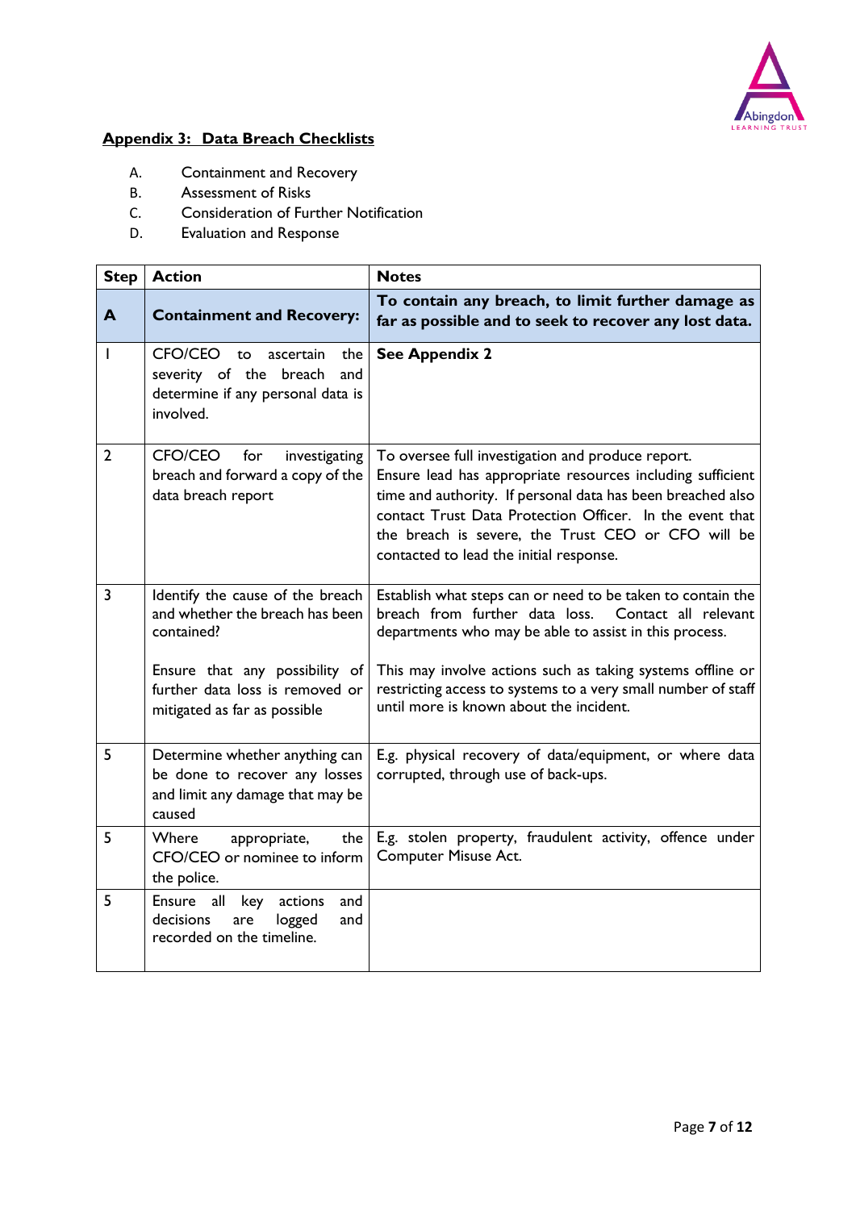## Appendix 3: Data Breach Checklists

A. Containment and Recovery
B. Assessment of Risks
C. Consideration of Further Notification
D. Evaluation and Response

| Step | Action | Notes |
|---|---|---|
| **A** | **Containment and Recovery:** | **To contain any breach, to limit further damage as far as possible and to seek to recover any lost data.** |
| I | CFO/CEO to ascertain the severity of the breach and determine if any personal data is involved. | **See Appendix 2** |
| 2 | CFO/CEO for investigating breach and forward a copy of the data breach report | To oversee full investigation and produce report. Ensure lead has appropriate resources including sufficient time and authority. If personal data has been breached also contact Trust Data Protection Officer. In the event that the breach is severe, the Trust CEO or CFO will be contacted to lead the initial response. |
| 3 | Identify the cause of the breach and whether the breach has been contained?<br><br>Ensure that any possibility of further data loss is removed or mitigated as far as possible | Establish what steps can or need to be taken to contain the breach from further data loss. Contact all relevant departments who may be able to assist in this process.<br><br>This may involve actions such as taking systems offline or restricting access to systems to a very small number of staff until more is known about the incident. |
| 5 | Determine whether anything can be done to recover any losses and limit any damage that may be caused | E.g. physical recovery of data/equipment, or where data corrupted, through use of back-ups. |
| 5 | Where appropriate, the CFO/CEO or nominee to inform the police. | E.g. stolen property, fraudulent activity, offence under Computer Misuse Act. |
| 5 | Ensure all key actions and decisions are logged and recorded on the timeline. | |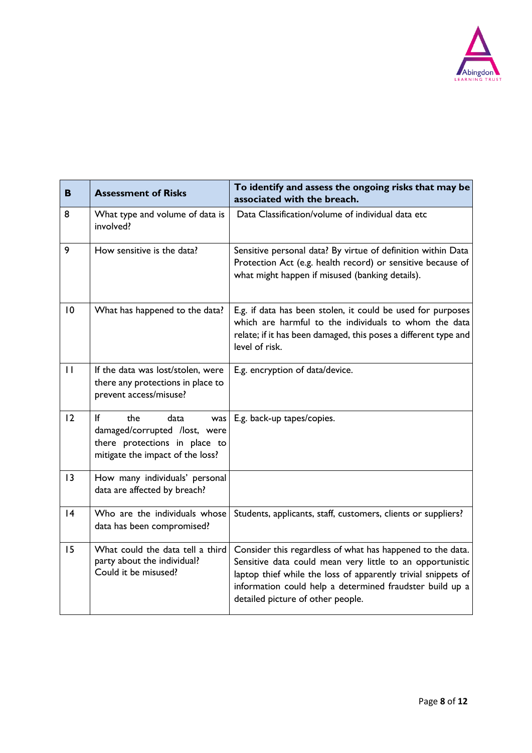| B | Assessment of Risks | To identify and assess the ongoing risks that may be associated with the breach. |
|---|---|---|
| 8 | What type and volume of data is involved? | Data Classification/volume of individual data etc |
| 9 | How sensitive is the data? | Sensitive personal data? By virtue of definition within Data Protection Act (e.g. health record) or sensitive because of what might happen if misused (banking details). |
| 10 | What has happened to the data? | E.g. if data has been stolen, it could be used for purposes which are harmful to the individuals to whom the data relate; if it has been damaged, this poses a different type and level of risk. |
| 11 | If the data was lost/stolen, were there any protections in place to prevent access/misuse? | E.g. encryption of data/device. |
| 12 | If the data was damaged/corrupted /lost, were there protections in place to mitigate the impact of the loss? | E.g. back-up tapes/copies. |
| 13 | How many individuals' personal data are affected by breach? | |
| 14 | Who are the individuals whose data has been compromised? | Students, applicants, staff, customers, clients or suppliers? |
| 15 | What could the data tell a third party about the individual? Could it be misused? | Consider this regardless of what has happened to the data. Sensitive data could mean very little to an opportunistic laptop thief while the loss of apparently trivial snippets of information could help a determined fraudster build up a detailed picture of other people. |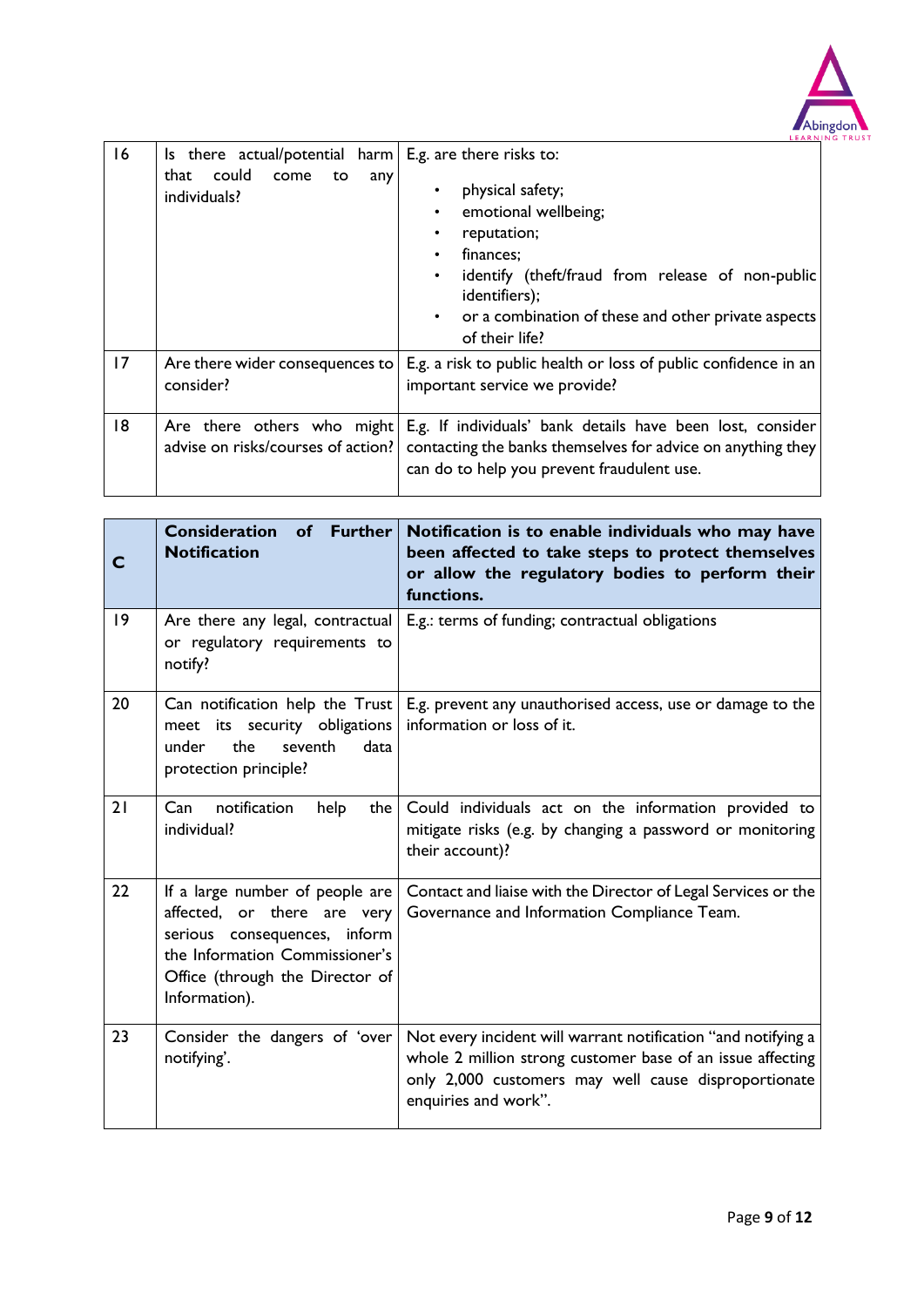| | | |
|---|---|---|
| 16 | Is there actual/potential harm that could come to any individuals? | E.g. are there risks to:<br>• physical safety;<br>• emotional wellbeing;<br>• reputation;<br>• finances;<br>• identify (theft/fraud from release of non-public identifiers);<br>• or a combination of these and other private aspects of their life? |
| 17 | Are there wider consequences to consider? | E.g. a risk to public health or loss of public confidence in an important service we provide? |
| 18 | Are there others who might advise on risks/courses of action? | E.g. If individuals' bank details have been lost, consider contacting the banks themselves for advice on anything they can do to help you prevent fraudulent use. |

| **C** | **Consideration of Further Notification** | **Notification is to enable individuals who may have been affected to take steps to protect themselves or allow the regulatory bodies to perform their functions.** |
|---|---|---|
| 19 | Are there any legal, contractual or regulatory requirements to notify? | E.g.: terms of funding; contractual obligations |
| 20 | Can notification help the Trust meet its security obligations under the seventh data protection principle? | E.g. prevent any unauthorised access, use or damage to the information or loss of it. |
| 21 | Can notification help the individual? | Could individuals act on the information provided to mitigate risks (e.g. by changing a password or monitoring their account)? |
| 22 | If a large number of people are affected, or there are very serious consequences, inform the Information Commissioner's Office (through the Director of Information). | Contact and liaise with the Director of Legal Services or the Governance and Information Compliance Team. |
| 23 | Consider the dangers of 'over notifying'. | Not every incident will warrant notification "and notifying a whole 2 million strong customer base of an issue affecting only 2,000 customers may well cause disproportionate enquiries and work". |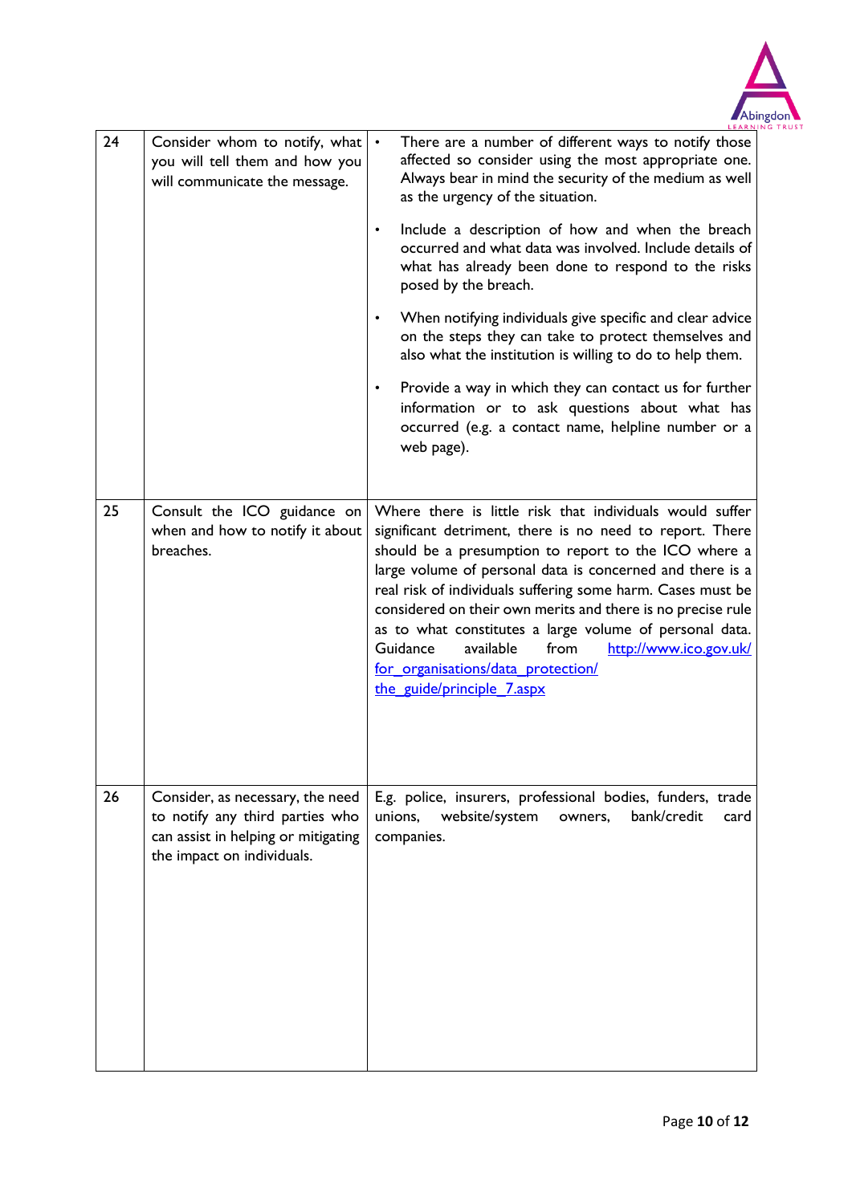| | | |
|---|---|---|
| 24 | Consider whom to notify, what you will tell them and how you will communicate the message. | • There are a number of different ways to notify those affected so consider using the most appropriate one. Always bear in mind the security of the medium as well as the urgency of the situation.<br>• Include a description of how and when the breach occurred and what data was involved. Include details of what has already been done to respond to the risks posed by the breach.<br>• When notifying individuals give specific and clear advice on the steps they can take to protect themselves and also what the institution is willing to do to help them.<br>• Provide a way in which they can contact us for further information or to ask questions about what has occurred (e.g. a contact name, helpline number or a web page). |
| 25 | Consult the ICO guidance on when and how to notify it about breaches. | Where there is little risk that individuals would suffer significant detriment, there is no need to report. There should be a presumption to report to the ICO where a large volume of personal data is concerned and there is a real risk of individuals suffering some harm. Cases must be considered on their own merits and there is no precise rule as to what constitutes a large volume of personal data. Guidance available from http://www.ico.gov.uk/for_organisations/data_protection/the_guide/principle_7.aspx |
| 26 | Consider, as necessary, the need to notify any third parties who can assist in helping or mitigating the impact on individuals. | E.g. police, insurers, professional bodies, funders, trade unions, website/system owners, bank/credit card companies. |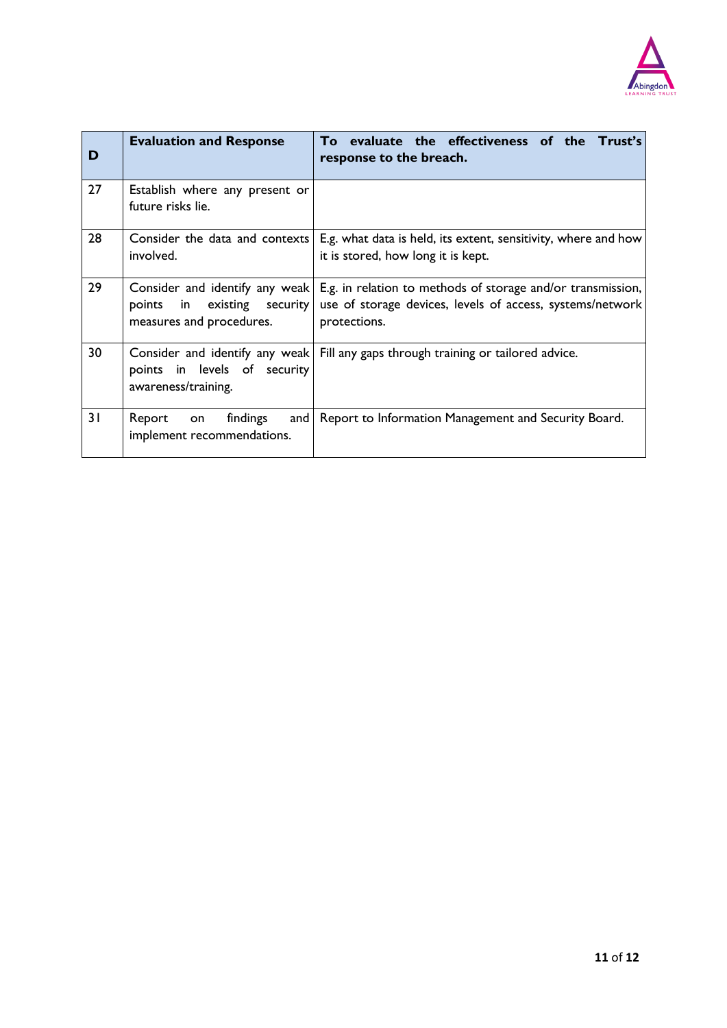| D | Evaluation and Response | To evaluate the effectiveness of the Trust's response to the breach. |
|---|---|---|
| 27 | Establish where any present or future risks lie. | |
| 28 | Consider the data and contexts involved. | E.g. what data is held, its extent, sensitivity, where and how it is stored, how long it is kept. |
| 29 | Consider and identify any weak points in existing security measures and procedures. | E.g. in relation to methods of storage and/or transmission, use of storage devices, levels of access, systems/network protections. |
| 30 | Consider and identify any weak points in levels of security awareness/training. | Fill any gaps through training or tailored advice. |
| 31 | Report on findings and implement recommendations. | Report to Information Management and Security Board. |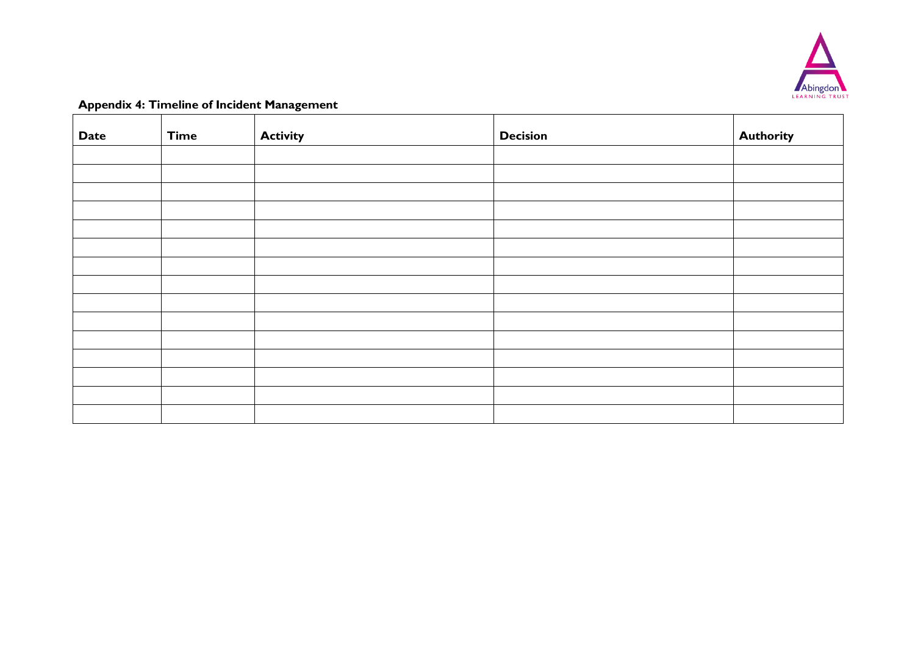## Appendix 4: Timeline of Incident Management

| Date | Time | Activity | Decision | Authority |
|---|---|---|---|---|
| | | | | |
| | | | | |
| | | | | |
| | | | | |
| | | | | |
| | | | | |
| | | | | |
| | | | | |
| | | | | |
| | | | | |
| | | | | |
| | | | | |
| | | | | |
| | | | | |
| | | | | |